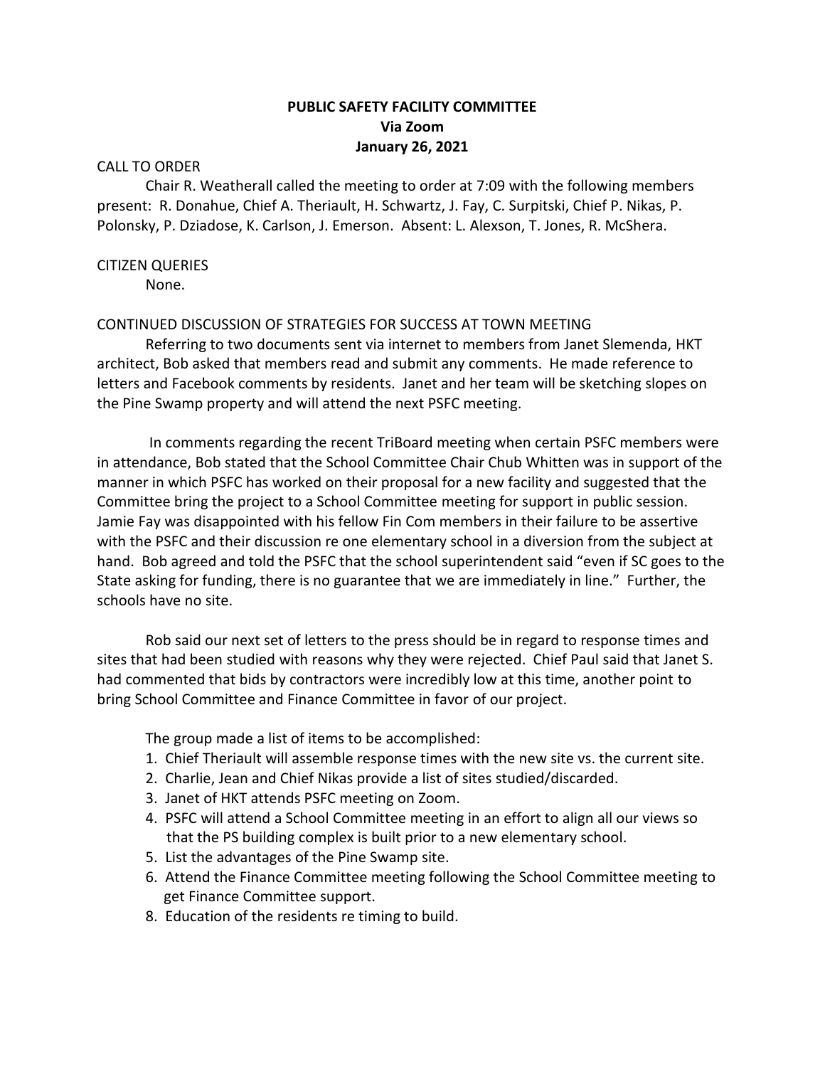# PUBLIC SAFETY FACILITY COMMITTEE
## Via Zoom
## January 26, 2021

CALL TO ORDER

Chair R. Weatherall called the meeting to order at 7:09 with the following members present: R. Donahue, Chief A. Theriault, H. Schwartz, J. Fay, C. Surpitski, Chief P. Nikas, P. Polonsky, P. Dziadose, K. Carlson, J. Emerson. Absent: L. Alexson, T. Jones, R. McShera.

CITIZEN QUERIES

None.

CONTINUED DISCUSSION OF STRATEGIES FOR SUCCESS AT TOWN MEETING

Referring to two documents sent via internet to members from Janet Slemenda, HKT architect, Bob asked that members read and submit any comments. He made reference to letters and Facebook comments by residents. Janet and her team will be sketching slopes on the Pine Swamp property and will attend the next PSFC meeting.

In comments regarding the recent TriBoard meeting when certain PSFC members were in attendance, Bob stated that the School Committee Chair Chub Whitten was in support of the manner in which PSFC has worked on their proposal for a new facility and suggested that the Committee bring the project to a School Committee meeting for support in public session. Jamie Fay was disappointed with his fellow Fin Com members in their failure to be assertive with the PSFC and their discussion re one elementary school in a diversion from the subject at hand. Bob agreed and told the PSFC that the school superintendent said "even if SC goes to the State asking for funding, there is no guarantee that we are immediately in line." Further, the schools have no site.

Rob said our next set of letters to the press should be in regard to response times and sites that had been studied with reasons why they were rejected. Chief Paul said that Janet S. had commented that bids by contractors were incredibly low at this time, another point to bring School Committee and Finance Committee in favor of our project.

The group made a list of items to be accomplished:

1. Chief Theriault will assemble response times with the new site vs. the current site.
2. Charlie, Jean and Chief Nikas provide a list of sites studied/discarded.
3. Janet of HKT attends PSFC meeting on Zoom.
4. PSFC will attend a School Committee meeting in an effort to align all our views so that the PS building complex is built prior to a new elementary school.
5. List the advantages of the Pine Swamp site.
6. Attend the Finance Committee meeting following the School Committee meeting to get Finance Committee support.
8. Education of the residents re timing to build.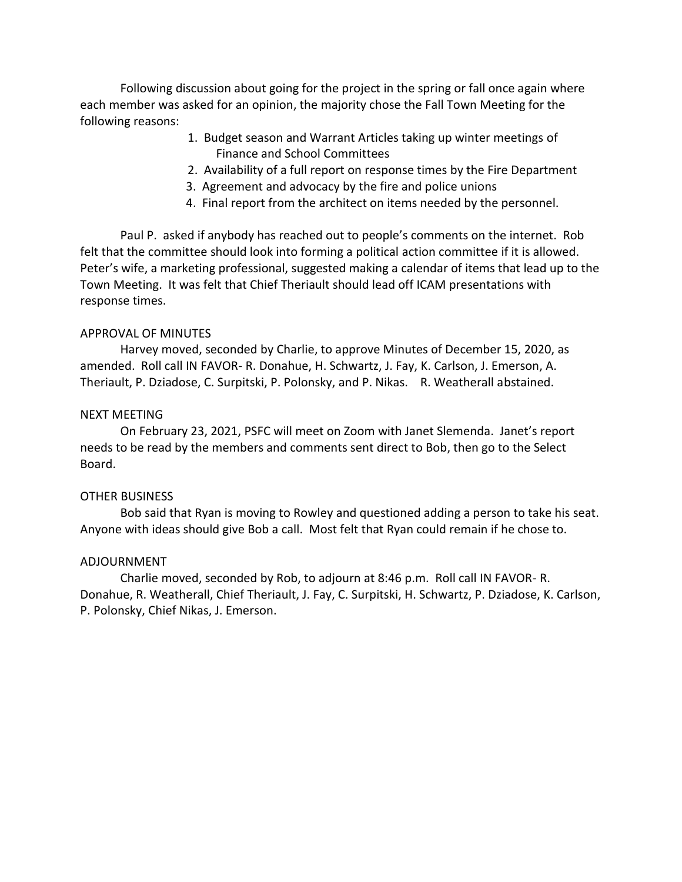Following discussion about going for the project in the spring or fall once again where each member was asked for an opinion, the majority chose the Fall Town Meeting for the following reasons:

1. Budget season and Warrant Articles taking up winter meetings of Finance and School Committees
2. Availability of a full report on response times by the Fire Department
3. Agreement and advocacy by the fire and police unions
4. Final report from the architect on items needed by the personnel.

Paul P. asked if anybody has reached out to people's comments on the internet. Rob felt that the committee should look into forming a political action committee if it is allowed. Peter's wife, a marketing professional, suggested making a calendar of items that lead up to the Town Meeting. It was felt that Chief Theriault should lead off ICAM presentations with response times.

APPROVAL OF MINUTES

Harvey moved, seconded by Charlie, to approve Minutes of December 15, 2020, as amended. Roll call IN FAVOR- R. Donahue, H. Schwartz, J. Fay, K. Carlson, J. Emerson, A. Theriault, P. Dziadose, C. Surpitski, P. Polonsky, and P. Nikas. R. Weatherall abstained.

NEXT MEETING

On February 23, 2021, PSFC will meet on Zoom with Janet Slemenda. Janet's report needs to be read by the members and comments sent direct to Bob, then go to the Select Board.

OTHER BUSINESS

Bob said that Ryan is moving to Rowley and questioned adding a person to take his seat. Anyone with ideas should give Bob a call. Most felt that Ryan could remain if he chose to.

ADJOURNMENT

Charlie moved, seconded by Rob, to adjourn at 8:46 p.m. Roll call IN FAVOR- R. Donahue, R. Weatherall, Chief Theriault, J. Fay, C. Surpitski, H. Schwartz, P. Dziadose, K. Carlson, P. Polonsky, Chief Nikas, J. Emerson.